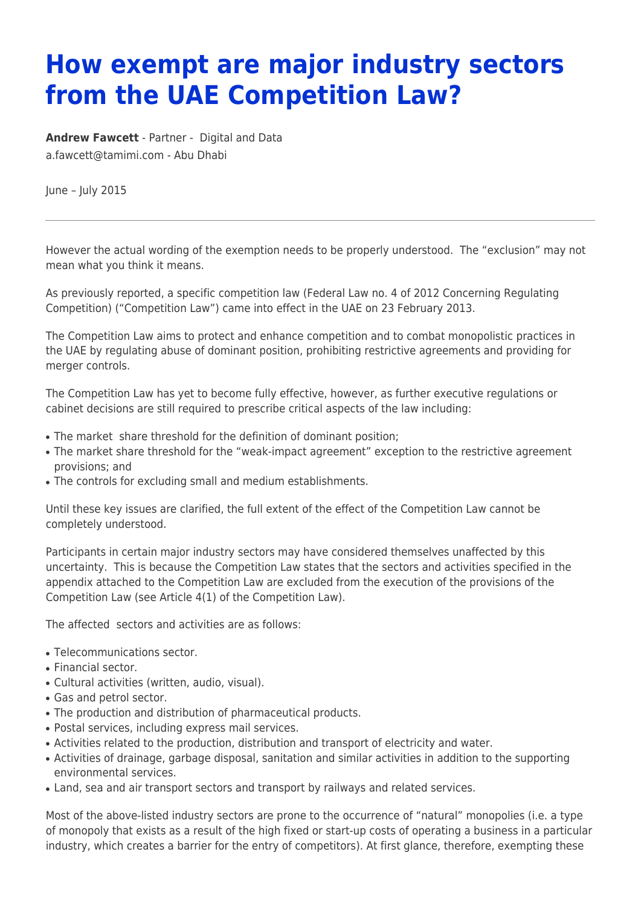# How exempt are major industry sectors from the UAE Competition Law?

**Andrew Fawcett** - Partner - Digital and Data
a.fawcett@tamimi.com - Abu Dhabi

June – July 2015

---

However the actual wording of the exemption needs to be properly understood. The "exclusion" may not mean what you think it means.

As previously reported, a specific competition law (Federal Law no. 4 of 2012 Concerning Regulating Competition) ("Competition Law") came into effect in the UAE on 23 February 2013.

The Competition Law aims to protect and enhance competition and to combat monopolistic practices in the UAE by regulating abuse of dominant position, prohibiting restrictive agreements and providing for merger controls.

The Competition Law has yet to become fully effective, however, as further executive regulations or cabinet decisions are still required to prescribe critical aspects of the law including:

- The market share threshold for the definition of dominant position;
- The market share threshold for the "weak-impact agreement" exception to the restrictive agreement provisions; and
- The controls for excluding small and medium establishments.

Until these key issues are clarified, the full extent of the effect of the Competition Law cannot be completely understood.

Participants in certain major industry sectors may have considered themselves unaffected by this uncertainty. This is because the Competition Law states that the sectors and activities specified in the appendix attached to the Competition Law are excluded from the execution of the provisions of the Competition Law (see Article 4(1) of the Competition Law).

The affected sectors and activities are as follows:

- Telecommunications sector.
- Financial sector.
- Cultural activities (written, audio, visual).
- Gas and petrol sector.
- The production and distribution of pharmaceutical products.
- Postal services, including express mail services.
- Activities related to the production, distribution and transport of electricity and water.
- Activities of drainage, garbage disposal, sanitation and similar activities in addition to the supporting environmental services.
- Land, sea and air transport sectors and transport by railways and related services.

Most of the above-listed industry sectors are prone to the occurrence of "natural" monopolies (i.e. a type of monopoly that exists as a result of the high fixed or start-up costs of operating a business in a particular industry, which creates a barrier for the entry of competitors). At first glance, therefore, exempting these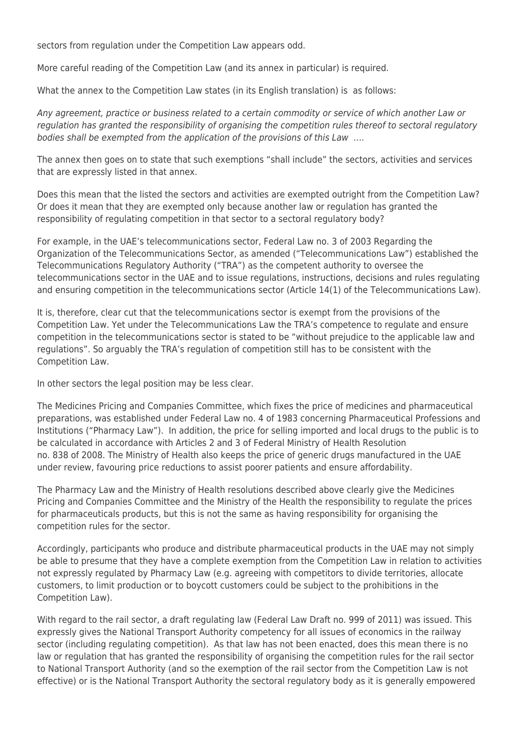sectors from regulation under the Competition Law appears odd.

More careful reading of the Competition Law (and its annex in particular) is required.

What the annex to the Competition Law states (in its English translation) is as follows:

*Any agreement, practice or business related to a certain commodity or service of which another Law or regulation has granted the responsibility of organising the competition rules thereof to sectoral regulatory bodies shall be exempted from the application of the provisions of this Law ….*

The annex then goes on to state that such exemptions "shall include" the sectors, activities and services that are expressly listed in that annex.

Does this mean that the listed the sectors and activities are exempted outright from the Competition Law? Or does it mean that they are exempted only because another law or regulation has granted the responsibility of regulating competition in that sector to a sectoral regulatory body?

For example, in the UAE's telecommunications sector, Federal Law no. 3 of 2003 Regarding the Organization of the Telecommunications Sector, as amended ("Telecommunications Law") established the Telecommunications Regulatory Authority ("TRA") as the competent authority to oversee the telecommunications sector in the UAE and to issue regulations, instructions, decisions and rules regulating and ensuring competition in the telecommunications sector (Article 14(1) of the Telecommunications Law).

It is, therefore, clear cut that the telecommunications sector is exempt from the provisions of the Competition Law. Yet under the Telecommunications Law the TRA's competence to regulate and ensure competition in the telecommunications sector is stated to be "without prejudice to the applicable law and regulations". So arguably the TRA's regulation of competition still has to be consistent with the Competition Law.

In other sectors the legal position may be less clear.

The Medicines Pricing and Companies Committee, which fixes the price of medicines and pharmaceutical preparations, was established under Federal Law no. 4 of 1983 concerning Pharmaceutical Professions and Institutions ("Pharmacy Law"). In addition, the price for selling imported and local drugs to the public is to be calculated in accordance with Articles 2 and 3 of Federal Ministry of Health Resolution no. 838 of 2008. The Ministry of Health also keeps the price of generic drugs manufactured in the UAE under review, favouring price reductions to assist poorer patients and ensure affordability.

The Pharmacy Law and the Ministry of Health resolutions described above clearly give the Medicines Pricing and Companies Committee and the Ministry of the Health the responsibility to regulate the prices for pharmaceuticals products, but this is not the same as having responsibility for organising the competition rules for the sector.

Accordingly, participants who produce and distribute pharmaceutical products in the UAE may not simply be able to presume that they have a complete exemption from the Competition Law in relation to activities not expressly regulated by Pharmacy Law (e.g. agreeing with competitors to divide territories, allocate customers, to limit production or to boycott customers could be subject to the prohibitions in the Competition Law).

With regard to the rail sector, a draft regulating law (Federal Law Draft no. 999 of 2011) was issued. This expressly gives the National Transport Authority competency for all issues of economics in the railway sector (including regulating competition). As that law has not been enacted, does this mean there is no law or regulation that has granted the responsibility of organising the competition rules for the rail sector to National Transport Authority (and so the exemption of the rail sector from the Competition Law is not effective) or is the National Transport Authority the sectoral regulatory body as it is generally empowered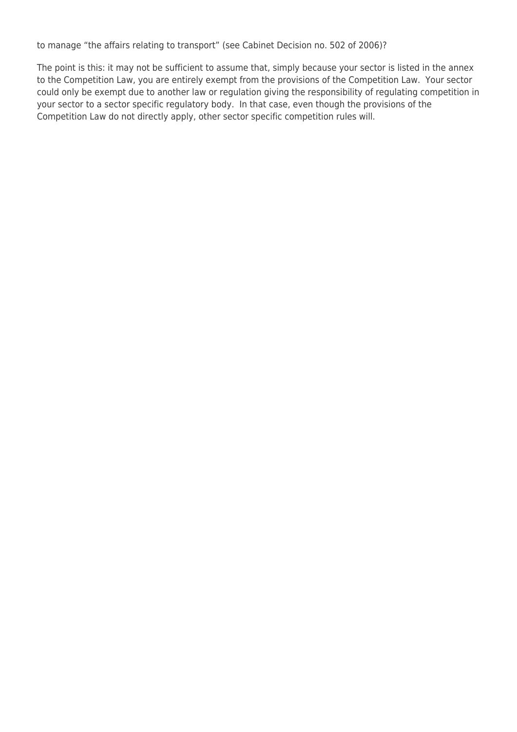to manage “the affairs relating to transport” (see Cabinet Decision no. 502 of 2006)?

The point is this: it may not be sufficient to assume that, simply because your sector is listed in the annex to the Competition Law, you are entirely exempt from the provisions of the Competition Law.  Your sector could only be exempt due to another law or regulation giving the responsibility of regulating competition in your sector to a sector specific regulatory body.  In that case, even though the provisions of the Competition Law do not directly apply, other sector specific competition rules will.